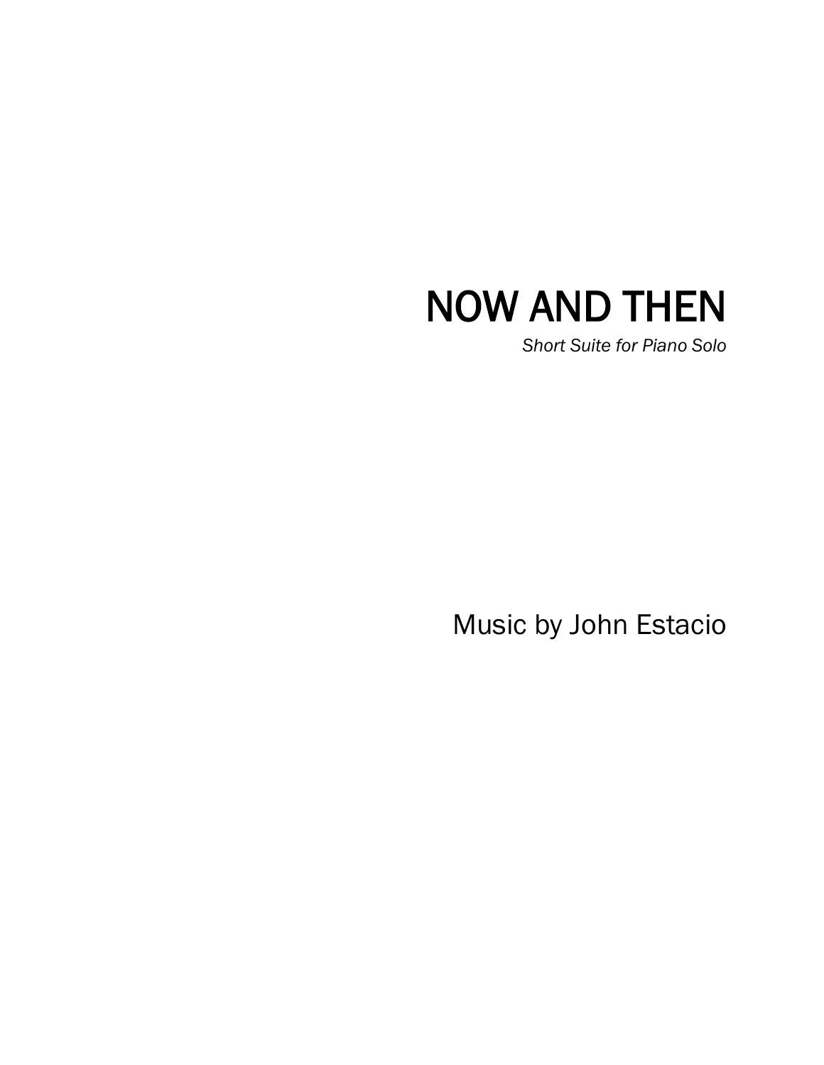# NOW AND THEN

*Short Suite for Piano Solo*

Music by John Estacio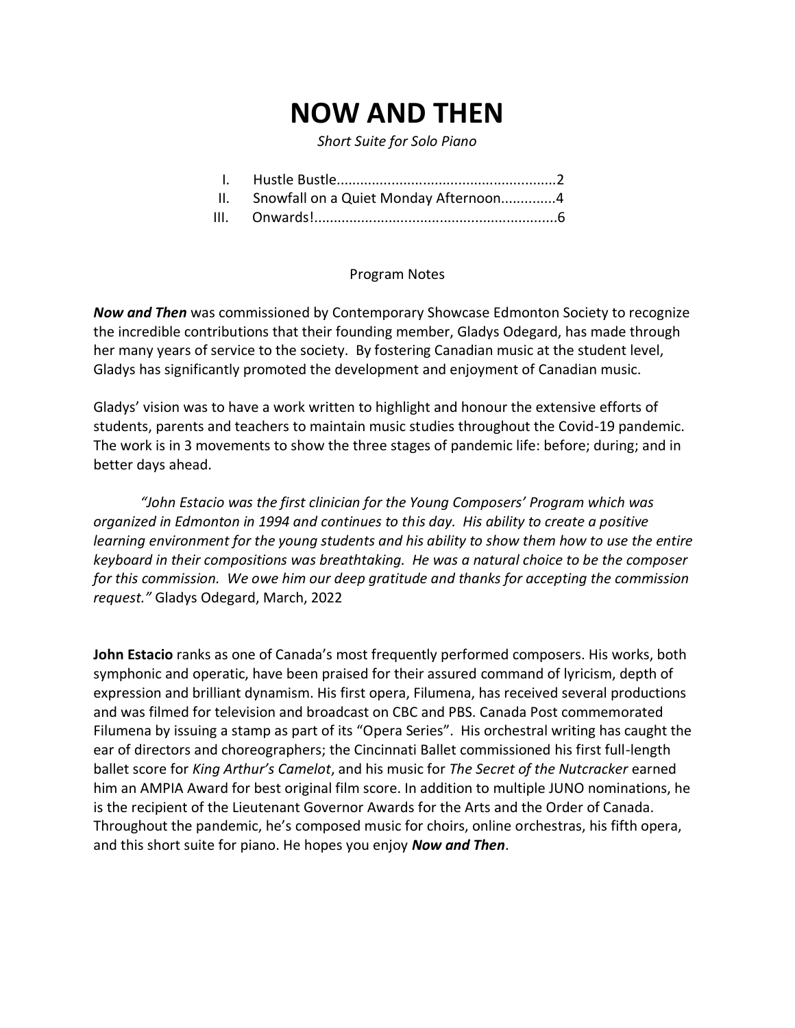# NOW AND THEN

*Short Suite for Solo Piano*

I. Hustle Bustle........................................................2
II. Snowfall on a Quiet Monday Afternoon..............4
III. Onwards!..............................................................6

Program Notes

***Now and Then*** was commissioned by Contemporary Showcase Edmonton Society to recognize the incredible contributions that their founding member, Gladys Odegard, has made through her many years of service to the society. By fostering Canadian music at the student level, Gladys has significantly promoted the development and enjoyment of Canadian music.

Gladys' vision was to have a work written to highlight and honour the extensive efforts of students, parents and teachers to maintain music studies throughout the Covid-19 pandemic. The work is in 3 movements to show the three stages of pandemic life: before; during; and in better days ahead.

*"John Estacio was the first clinician for the Young Composers' Program which was organized in Edmonton in 1994 and continues to this day. His ability to create a positive learning environment for the young students and his ability to show them how to use the entire keyboard in their compositions was breathtaking. He was a natural choice to be the composer for this commission. We owe him our deep gratitude and thanks for accepting the commission request."* Gladys Odegard, March, 2022

**John Estacio** ranks as one of Canada's most frequently performed composers. His works, both symphonic and operatic, have been praised for their assured command of lyricism, depth of expression and brilliant dynamism. His first opera, Filumena, has received several productions and was filmed for television and broadcast on CBC and PBS. Canada Post commemorated Filumena by issuing a stamp as part of its "Opera Series". His orchestral writing has caught the ear of directors and choreographers; the Cincinnati Ballet commissioned his first full-length ballet score for *King Arthur's Camelot*, and his music for *The Secret of the Nutcracker* earned him an AMPIA Award for best original film score. In addition to multiple JUNO nominations, he is the recipient of the Lieutenant Governor Awards for the Arts and the Order of Canada. Throughout the pandemic, he's composed music for choirs, online orchestras, his fifth opera, and this short suite for piano. He hopes you enjoy ***Now and Then***.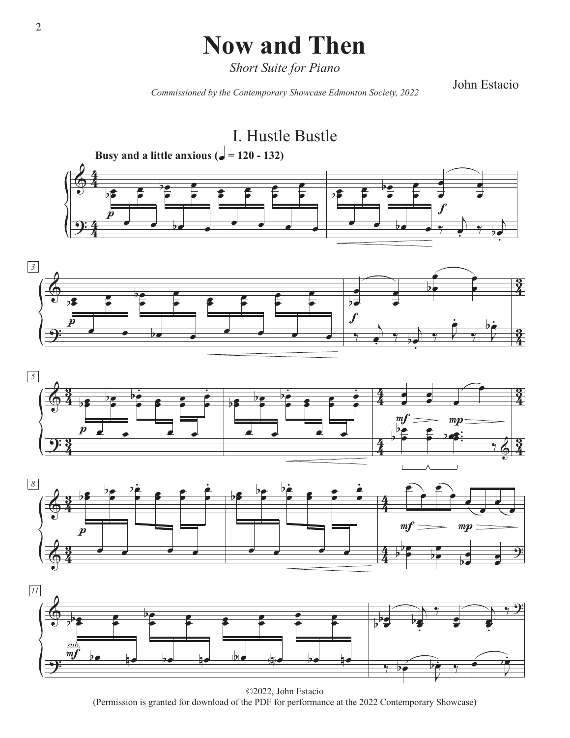# Now and Then

*Short Suite for Piano*

*Commissioned by the Contemporary Showcase Edmonton Society, 2022*

John Estacio

## I. Hustle Bustle

**Busy and a little anxious (♩ = 120 - 132)**

©2022, John Estacio
(Permission is granted for download of the PDF for performance at the 2022 Contemporary Showcase)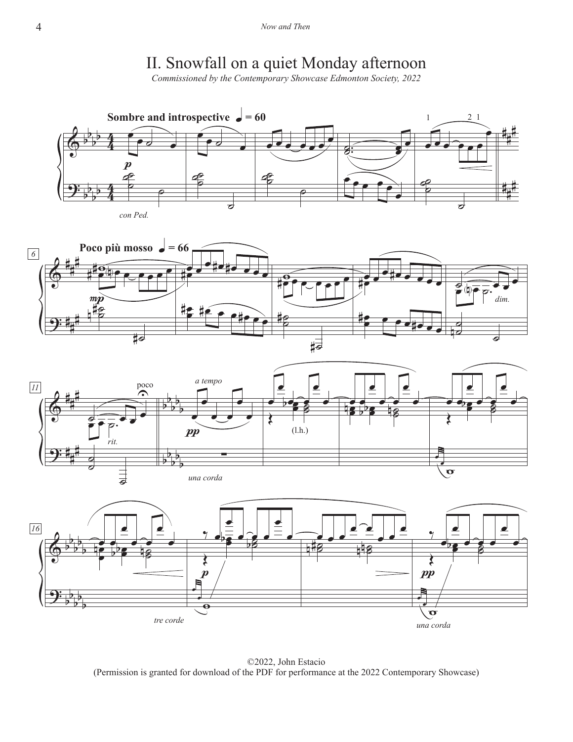# II. Snowfall on a quiet Monday afternoon

*Commissioned by the Contemporary Showcase Edmonton Society, 2022*

©2022, John Estacio
(Permission is granted for download of the PDF for performance at the 2022 Contemporary Showcase)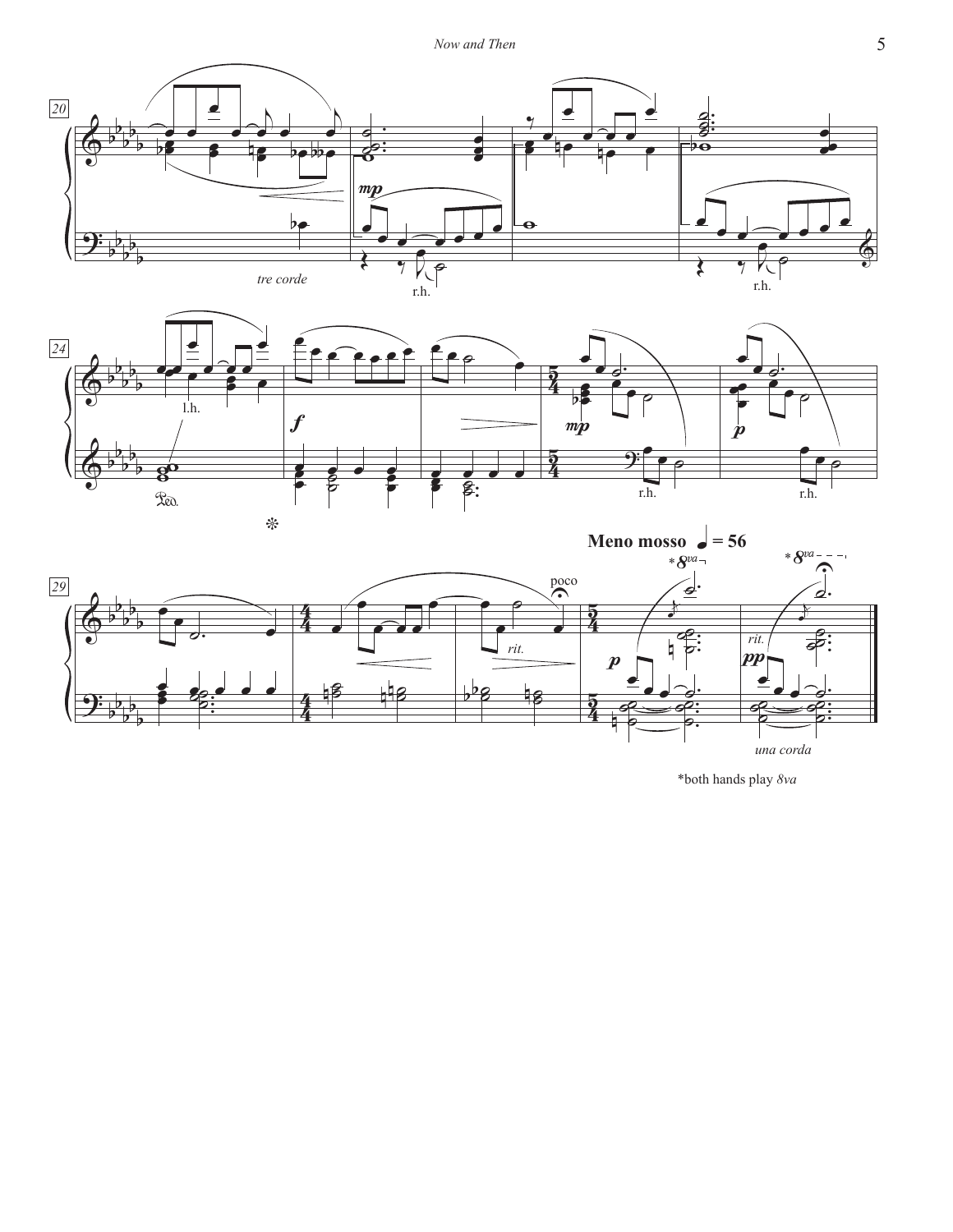*both hands play 8va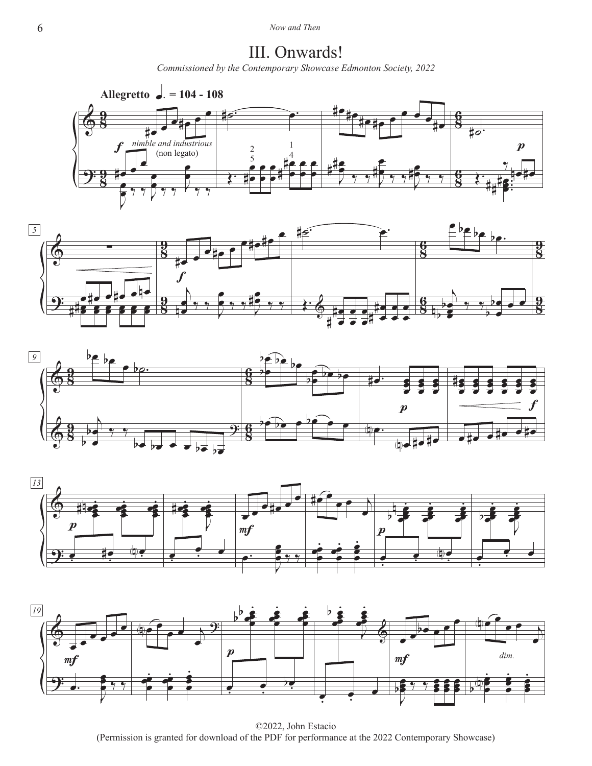## III. Onwards!

*Commissioned by the Contemporary Showcase Edmonton Society, 2022*

©2022, John Estacio
(Permission is granted for download of the PDF for performance at the 2022 Contemporary Showcase)